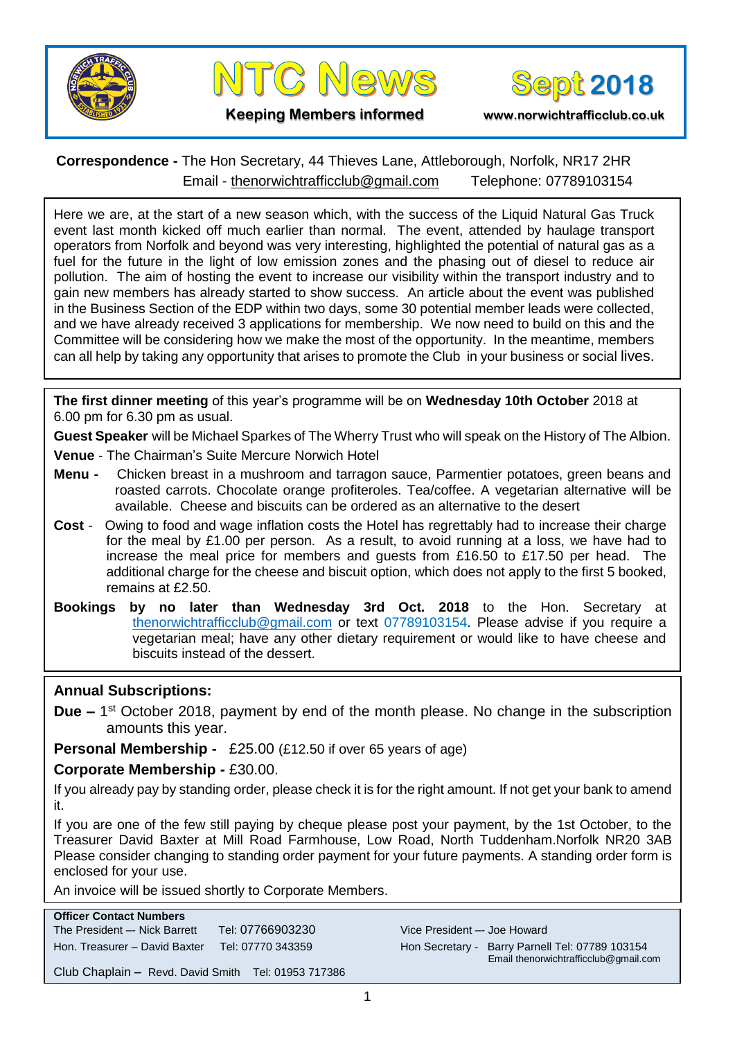# NTC News

**Keeping Members informed**

**Sept 2018**

**www.norwichtrafficclub.co.uk**

**Correspondence -** The Hon Secretary, 44 Thieves Lane, Attleborough, Norfolk, NR17 2HR
Email - thenorwichtrafficclub@gmail.com Telephone: 07789103154

Here we are, at the start of a new season which, with the success of the Liquid Natural Gas Truck event last month kicked off much earlier than normal. The event, attended by haulage transport operators from Norfolk and beyond was very interesting, highlighted the potential of natural gas as a fuel for the future in the light of low emission zones and the phasing out of diesel to reduce air pollution. The aim of hosting the event to increase our visibility within the transport industry and to gain new members has already started to show success. An article about the event was published in the Business Section of the EDP within two days, some 30 potential member leads were collected, and we have already received 3 applications for membership. We now need to build on this and the Committee will be considering how we make the most of the opportunity. In the meantime, members can all help by taking any opportunity that arises to promote the Club in your business or social lives.

**The first dinner meeting** of this year's programme will be on **Wednesday 10th October** 2018 at 6.00 pm for 6.30 pm as usual.

**Guest Speaker** will be Michael Sparkes of The Wherry Trust who will speak on the History of The Albion.

**Venue** - The Chairman's Suite Mercure Norwich Hotel

**Menu -** Chicken breast in a mushroom and tarragon sauce, Parmentier potatoes, green beans and roasted carrots. Chocolate orange profiteroles. Tea/coffee. A vegetarian alternative will be available. Cheese and biscuits can be ordered as an alternative to the desert

**Cost** - Owing to food and wage inflation costs the Hotel has regrettably had to increase their charge for the meal by £1.00 per person. As a result, to avoid running at a loss, we have had to increase the meal price for members and guests from £16.50 to £17.50 per head. The additional charge for the cheese and biscuit option, which does not apply to the first 5 booked, remains at £2.50.

**Bookings by no later than Wednesday 3rd Oct. 2018** to the Hon. Secretary at thenorwichtrafficclub@gmail.com or text 07789103154. Please advise if you require a vegetarian meal; have any other dietary requirement or would like to have cheese and biscuits instead of the dessert.

## Annual Subscriptions:

**Due –** 1st October 2018, payment by end of the month please. No change in the subscription amounts this year.

**Personal Membership -** £25.00 (£12.50 if over 65 years of age)

**Corporate Membership -** £30.00.

If you already pay by standing order, please check it is for the right amount. If not get your bank to amend it.

If you are one of the few still paying by cheque please post your payment, by the 1st October, to the Treasurer David Baxter at Mill Road Farmhouse, Low Road, North Tuddenham.Norfolk NR20 3AB Please consider changing to standing order payment for your future payments. A standing order form is enclosed for your use.

An invoice will be issued shortly to Corporate Members.

**Officer Contact Numbers**

The President –- Nick Barrett Tel: 07766903230

Hon. Treasurer – David Baxter Tel: 07770 343359

Club Chaplain – Revd. David Smith Tel: 01953 717386

Vice President –- Joe Howard

Hon Secretary - Barry Parnell Tel: 07789 103154
Email thenorwichtrafficclub@gmail.com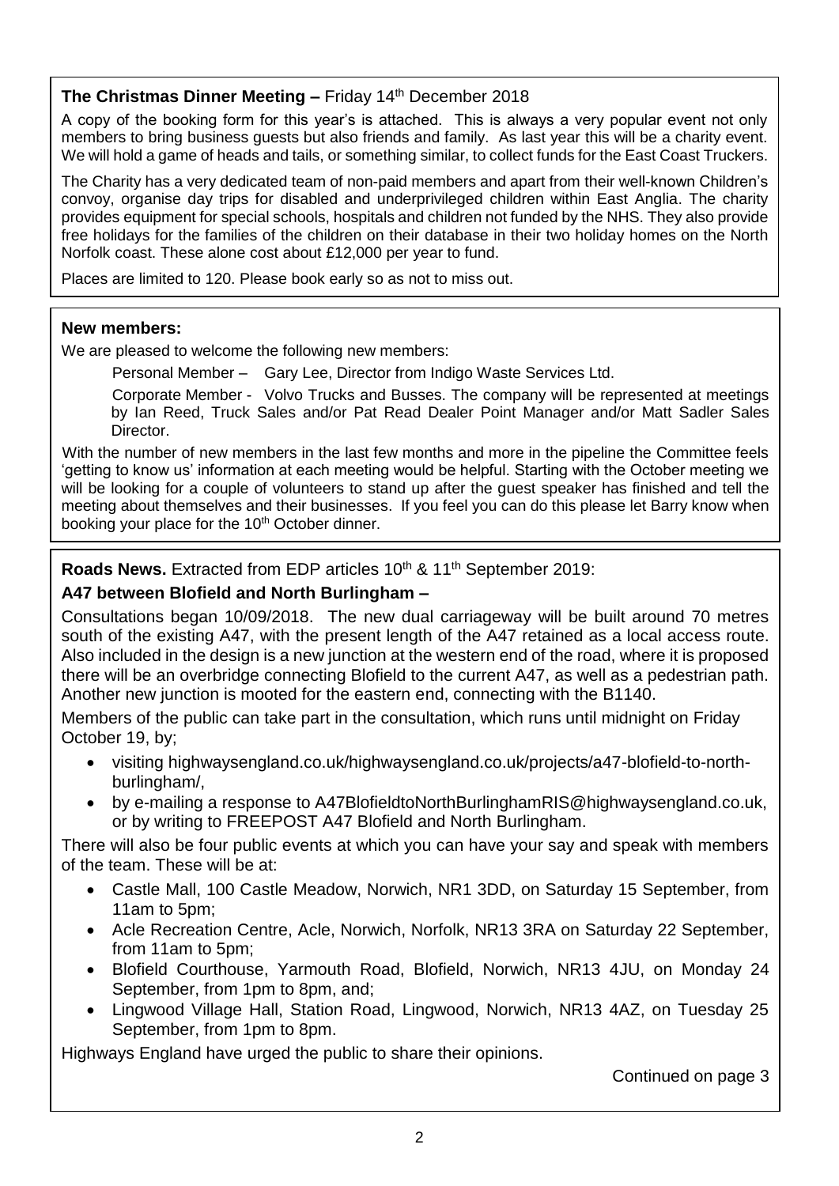**The Christmas Dinner Meeting –** Friday 14th December 2018

A copy of the booking form for this year's is attached. This is always a very popular event not only members to bring business guests but also friends and family. As last year this will be a charity event. We will hold a game of heads and tails, or something similar, to collect funds for the East Coast Truckers.

The Charity has a very dedicated team of non-paid members and apart from their well-known Children's convoy, organise day trips for disabled and underprivileged children within East Anglia. The charity provides equipment for special schools, hospitals and children not funded by the NHS. They also provide free holidays for the families of the children on their database in their two holiday homes on the North Norfolk coast. These alone cost about £12,000 per year to fund.

Places are limited to 120. Please book early so as not to miss out.

**New members:**

We are pleased to welcome the following new members:

Personal Member – Gary Lee, Director from Indigo Waste Services Ltd.

Corporate Member - Volvo Trucks and Busses. The company will be represented at meetings by Ian Reed, Truck Sales and/or Pat Read Dealer Point Manager and/or Matt Sadler Sales Director.

With the number of new members in the last few months and more in the pipeline the Committee feels 'getting to know us' information at each meeting would be helpful. Starting with the October meeting we will be looking for a couple of volunteers to stand up after the guest speaker has finished and tell the meeting about themselves and their businesses. If you feel you can do this please let Barry know when booking your place for the 10th October dinner.

**Roads News.** Extracted from EDP articles 10th & 11th September 2019:

**A47 between Blofield and North Burlingham –**

Consultations began 10/09/2018. The new dual carriageway will be built around 70 metres south of the existing A47, with the present length of the A47 retained as a local access route. Also included in the design is a new junction at the western end of the road, where it is proposed there will be an overbridge connecting Blofield to the current A47, as well as a pedestrian path. Another new junction is mooted for the eastern end, connecting with the B1140.

Members of the public can take part in the consultation, which runs until midnight on Friday October 19, by;

- visiting highwaysengland.co.uk/highwaysengland.co.uk/projects/a47-blofield-to-north-burlingham/,
- by e-mailing a response to A47BlofieldtoNorthBurlinghamRIS@highwaysengland.co.uk, or by writing to FREEPOST A47 Blofield and North Burlingham.

There will also be four public events at which you can have your say and speak with members of the team. These will be at:

- Castle Mall, 100 Castle Meadow, Norwich, NR1 3DD, on Saturday 15 September, from 11am to 5pm;
- Acle Recreation Centre, Acle, Norwich, Norfolk, NR13 3RA on Saturday 22 September, from 11am to 5pm;
- Blofield Courthouse, Yarmouth Road, Blofield, Norwich, NR13 4JU, on Monday 24 September, from 1pm to 8pm, and;
- Lingwood Village Hall, Station Road, Lingwood, Norwich, NR13 4AZ, on Tuesday 25 September, from 1pm to 8pm.

Highways England have urged the public to share their opinions.

Continued on page 3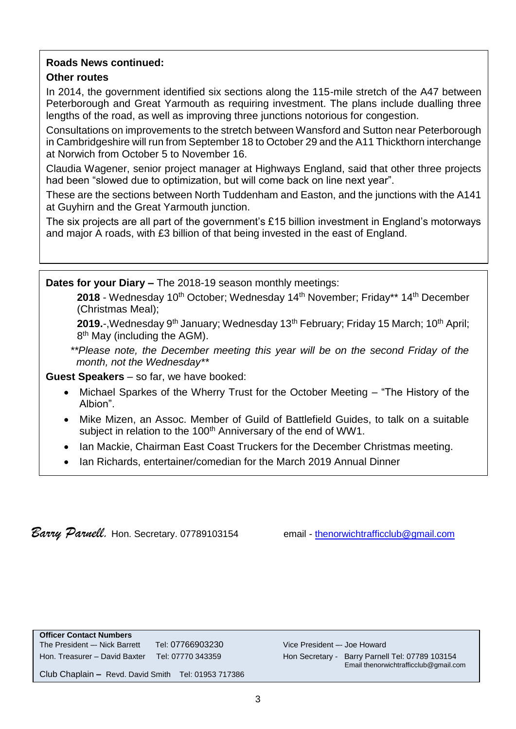**Roads News continued:**

**Other routes**

In 2014, the government identified six sections along the 115-mile stretch of the A47 between Peterborough and Great Yarmouth as requiring investment. The plans include dualling three lengths of the road, as well as improving three junctions notorious for congestion.

Consultations on improvements to the stretch between Wansford and Sutton near Peterborough in Cambridgeshire will run from September 18 to October 29 and the A11 Thickthorn interchange at Norwich from October 5 to November 16.

Claudia Wagener, senior project manager at Highways England, said that other three projects had been "slowed due to optimization, but will come back on line next year".

These are the sections between North Tuddenham and Easton, and the junctions with the A141 at Guyhirn and the Great Yarmouth junction.

The six projects are all part of the government's £15 billion investment in England's motorways and major A roads, with £3 billion of that being invested in the east of England.

**Dates for your Diary –** The 2018-19 season monthly meetings:

**2018** - Wednesday 10th October; Wednesday 14th November; Friday** 14th December (Christmas Meal);

**2019.**-,Wednesday 9th January; Wednesday 13th February; Friday 15 March; 10th April; 8th May (including the AGM).

*\*\*Please note, the December meeting this year will be on the second Friday of the month, not the Wednesday\*\**

**Guest Speakers** – so far, we have booked:

- Michael Sparkes of the Wherry Trust for the October Meeting – "The History of the Albion".
- Mike Mizen, an Assoc. Member of Guild of Battlefield Guides, to talk on a suitable subject in relation to the 100th Anniversary of the end of WW1.
- Ian Mackie, Chairman East Coast Truckers for the December Christmas meeting.
- Ian Richards, entertainer/comedian for the March 2019 Annual Dinner

*Barry Parnell.* Hon. Secretary. 07789103154 email - thenorwichtrafficclub@gmail.com

**Officer Contact Numbers**

The President –- Nick Barrett Tel: 07766903230

Hon. Treasurer – David Baxter Tel: 07770 343359

Club Chaplain – Revd. David Smith Tel: 01953 717386

Vice President –- Joe Howard

Hon Secretary - Barry Parnell Tel: 07789 103154 Email thenorwichtrafficclub@gmail.com